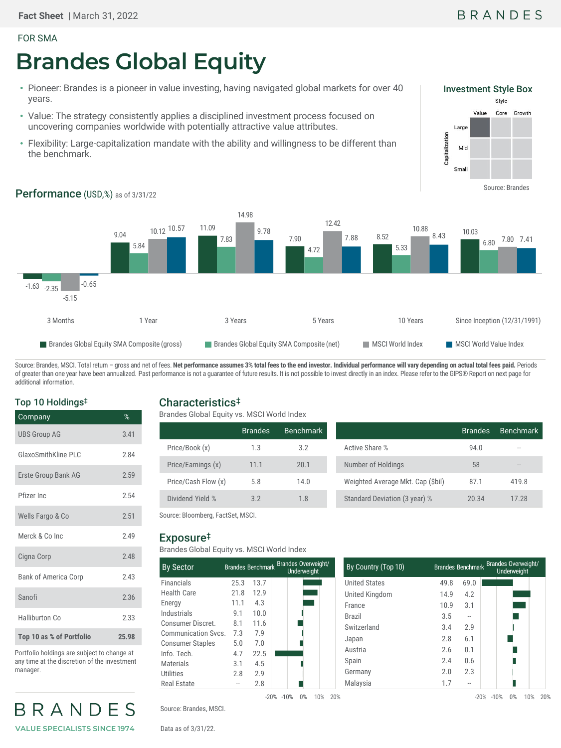Fact Sheet | March 31, 2022

FOR SMA

# Brandes Global Equity

- Pioneer: Brandes is a pioneer in value investing, having navigated global markets for over 40 years.
- Value: The strategy consistently applies a disciplined investment process focused on uncovering companies worldwide with potentially attractive value attributes.
- Flexibility: Large-capitalization mandate with the ability and willingness to be different than the benchmark.

### Investment Style Box

| Capitalization | Value | Core | Growth |
|---|---|---|---|
| Large | ■ | | |
| Mid | | | |
| Small | | | |

Source: Brandes

## Performance (USD,%) as of 3/31/22

| | 3 Months | 1 Year | 3 Years | 5 Years | 10 Years | Since Inception (12/31/1991) |
|---|---|---|---|---|---|---|
| Brandes Global Equity SMA Composite (gross) | -1.63 | 9.04 | 11.09 | 7.90 | 8.52 | 10.03 |
| Brandes Global Equity SMA Composite (net) | -2.35 | 5.84 | 7.83 | 4.72 | 5.33 | 6.80 |
| MSCI World Index | -5.15 | 10.12 | 14.98 | 12.42 | 10.88 | 7.80 |
| MSCI World Value Index | -0.65 | 10.57 | 9.78 | 7.88 | 8.43 | 7.41 |

Source: Brandes, MSCI. Total return – gross and net of fees. **Net performance assumes 3% total fees to the end investor. Individual performance will vary depending on actual total fees paid.** Periods of greater than one year have been annualized. Past performance is not a guarantee of future results. It is not possible to invest directly in an index. Please refer to the GIPS® Report on next page for additional information.

## Top 10 Holdings‡

| Company | % |
|---|---|
| UBS Group AG | 3.41 |
| GlaxoSmithKline PLC | 2.84 |
| Erste Group Bank AG | 2.59 |
| Pfizer Inc | 2.54 |
| Wells Fargo & Co | 2.51 |
| Merck & Co Inc | 2.49 |
| Cigna Corp | 2.48 |
| Bank of America Corp | 2.43 |
| Sanofi | 2.36 |
| Halliburton Co | 2.33 |
| **Top 10 as % of Portfolio** | **25.98** |

Portfolio holdings are subject to change at any time at the discretion of the investment manager.

## Characteristics‡

Brandes Global Equity vs. MSCI World Index

| | Brandes | Benchmark |
|---|---|---|
| Price/Book (x) | 1.3 | 3.2 |
| Price/Earnings (x) | 11.1 | 20.1 |
| Price/Cash Flow (x) | 5.8 | 14.0 |
| Dividend Yield % | 3.2 | 1.8 |

| | Brandes | Benchmark |
|---|---|---|
| Active Share % | 94.0 | -- |
| Number of Holdings | 58 | -- |
| Weighted Average Mkt. Cap ($bil) | 87.1 | 419.8 |
| Standard Deviation (3 year) % | 20.34 | 17.28 |

Source: Bloomberg, FactSet, MSCI.

## Exposure‡

Brandes Global Equity vs. MSCI World Index

| By Sector | Brandes | Benchmark |
|---|---|---|
| Financials | 25.3 | 13.7 |
| Health Care | 21.8 | 12.9 |
| Energy | 11.1 | 4.3 |
| Industrials | 9.1 | 10.0 |
| Consumer Discret. | 8.1 | 11.6 |
| Communication Svcs. | 7.3 | 7.9 |
| Consumer Staples | 5.0 | 7.0 |
| Info. Tech. | 4.7 | 22.5 |
| Materials | 3.1 | 4.5 |
| Utilities | 2.8 | 2.9 |
| Real Estate | -- | 2.8 |

| By Country (Top 10) | Brandes | Benchmark |
|---|---|---|
| United States | 49.8 | 69.0 |
| United Kingdom | 14.9 | 4.2 |
| France | 10.9 | 3.1 |
| Brazil | 3.5 | -- |
| Switzerland | 3.4 | 2.9 |
| Japan | 2.8 | 6.1 |
| Austria | 2.6 | 0.1 |
| Spain | 2.4 | 0.6 |
| Germany | 2.0 | 2.3 |
| Malaysia | 1.7 | -- |

Source: Brandes, MSCI.

Data as of 3/31/22.

BRANDES

VALUE SPECIALISTS SINCE 1974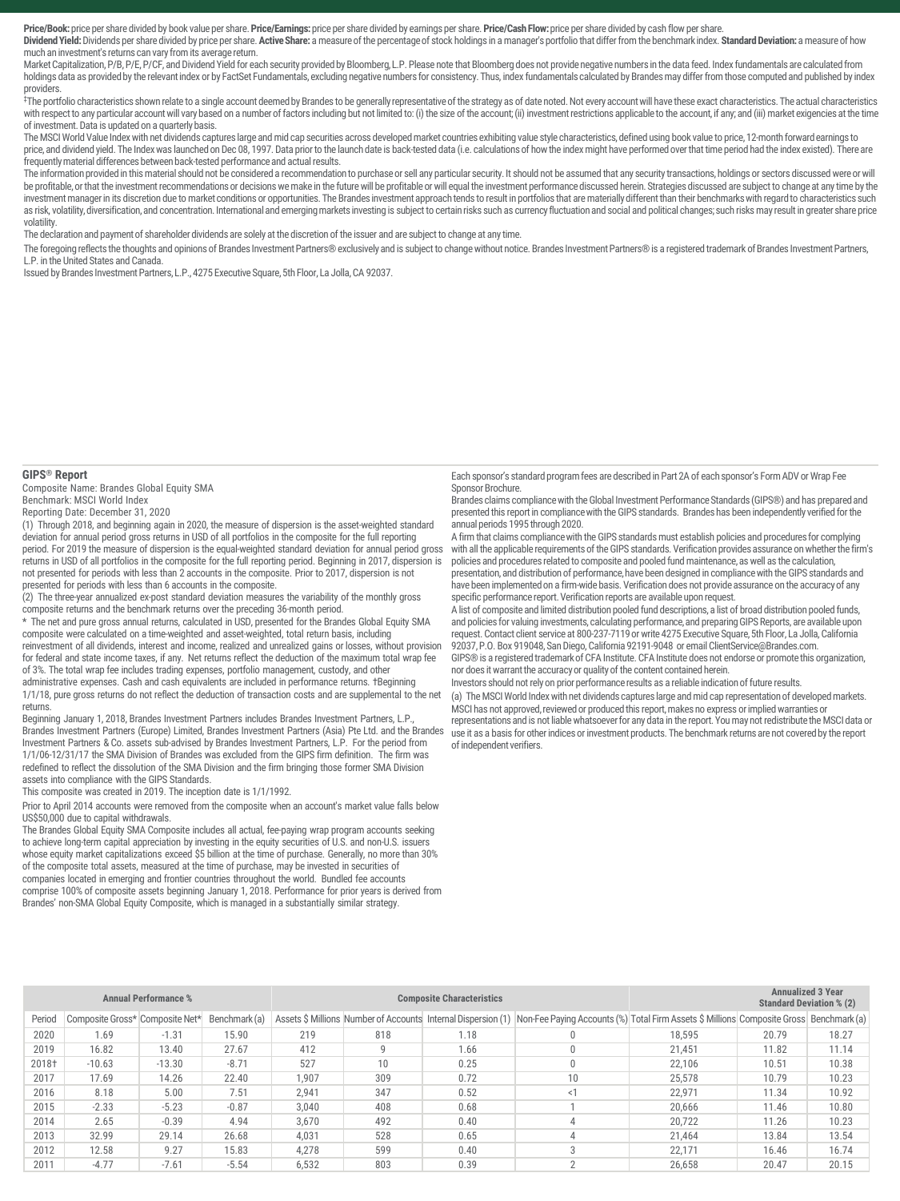**Price/Book:** price per share divided by book value per share. **Price/Earnings:** price per share divided by earnings per share. **Price/Cash Flow:** price per share divided by cash flow per share. **Dividend Yield:** Dividends per share divided by price per share. **Active Share:** a measure of the percentage of stock holdings in a manager's portfolio that differ from the benchmark index. **Standard Deviation:** a measure of how much an investment's returns can vary from its average return.

Market Capitalization, P/B, P/E, P/CF, and Dividend Yield for each security provided by Bloomberg, L.P. Please note that Bloomberg does not provide negative numbers in the data feed. Index fundamentals are calculated from holdings data as provided by the relevant index or by FactSet Fundamentals, excluding negative numbers for consistency. Thus, index fundamentals calculated by Brandes may differ from those computed and published by index providers.

‡The portfolio characteristics shown relate to a single account deemed by Brandes to be generally representative of the strategy as of date noted. Not every account will have these exact characteristics. The actual characteristics with respect to any particular account will vary based on a number of factors including but not limited to: (i) the size of the account; (ii) investment restrictions applicable to the account, if any; and (iii) market exigencies at the time of investment. Data is updated on a quarterly basis.

The MSCI World Value Index with net dividends captures large and mid cap securities across developed market countries exhibiting value style characteristics, defined using book value to price, 12-month forward earnings to price, and dividend yield. The Index was launched on Dec 08, 1997. Data prior to the launch date is back-tested data (i.e. calculations of how the index might have performed over that time period had the index existed). There are frequently material differences between back-tested performance and actual results.

The information provided in this material should not be considered a recommendation to purchase or sell any particular security. It should not be assumed that any security transactions, holdings or sectors discussed were or will be profitable, or that the investment recommendations or decisions we make in the future will be profitable or will equal the investment performance discussed herein. Strategies discussed are subject to change at any time by the investment manager in its discretion due to market conditions or opportunities. The Brandes investment approach tends to result in portfolios that are materially different than their benchmarks with regard to characteristics such as risk, volatility, diversification, and concentration. International and emerging markets investing is subject to certain risks such as currency fluctuation and social and political changes; such risks may result in greater share price volatility.

The declaration and payment of shareholder dividends are solely at the discretion of the issuer and are subject to change at any time.

The foregoing reflects the thoughts and opinions of Brandes Investment Partners® exclusively and is subject to change without notice. Brandes Investment Partners® is a registered trademark of Brandes Investment Partners, L.P. in the United States and Canada.

Issued by Brandes Investment Partners, L.P., 4275 Executive Square, 5th Floor, La Jolla, CA 92037.

## GIPS® Report

Composite Name: Brandes Global Equity SMA
Benchmark: MSCI World Index
Reporting Date: December 31, 2020

(1) Through 2018, and beginning again in 2020, the measure of dispersion is the asset-weighted standard deviation for annual period gross returns in USD of all portfolios in the composite for the full reporting period. For 2019 the measure of dispersion is the equal-weighted standard deviation for annual period gross returns in USD of all portfolios in the composite for the full reporting period. Beginning in 2017, dispersion is not presented for periods with less than 2 accounts in the composite. Prior to 2017, dispersion is not presented for periods with less than 6 accounts in the composite.

(2) The three-year annualized ex-post standard deviation measures the variability of the monthly gross composite returns and the benchmark returns over the preceding 36-month period.

\* The net and pure gross annual returns, calculated in USD, presented for the Brandes Global Equity SMA composite were calculated on a time-weighted and asset-weighted, total return basis, including reinvestment of all dividends, interest and income, realized and unrealized gains or losses, without provision for federal and state income taxes, if any. Net returns reflect the deduction of the maximum total wrap fee of 3%. The total wrap fee includes trading expenses, portfolio management, custody, and other administrative expenses. Cash and cash equivalents are included in performance returns. †Beginning 1/1/18, pure gross returns do not reflect the deduction of transaction costs and are supplemental to the net returns.

Beginning January 1, 2018, Brandes Investment Partners includes Brandes Investment Partners, L.P., Brandes Investment Partners (Europe) Limited, Brandes Investment Partners (Asia) Pte Ltd. and the Brandes Investment Partners & Co. assets sub-advised by Brandes Investment Partners, L.P. For the period from 1/1/06-12/31/17 the SMA Division of Brandes was excluded from the GIPS firm definition. The firm was redefined to reflect the dissolution of the SMA Division and the firm bringing those former SMA Division assets into compliance with the GIPS Standards.

This composite was created in 2019. The inception date is 1/1/1992.

Prior to April 2014 accounts were removed from the composite when an account's market value falls below US$50,000 due to capital withdrawals.

The Brandes Global Equity SMA Composite includes all actual, fee-paying wrap program accounts seeking to achieve long-term capital appreciation by investing in the equity securities of U.S. and non-U.S. issuers whose equity market capitalizations exceed $5 billion at the time of purchase. Generally, no more than 30% of the composite total assets, measured at the time of purchase, may be invested in securities of companies located in emerging and frontier countries throughout the world. Bundled fee accounts comprise 100% of composite assets beginning January 1, 2018. Performance for prior years is derived from Brandes' non-SMA Global Equity Composite, which is managed in a substantially similar strategy.

Each sponsor's standard program fees are described in Part 2A of each sponsor's Form ADV or Wrap Fee Sponsor Brochure.

Brandes claims compliance with the Global Investment Performance Standards (GIPS®) and has prepared and presented this report in compliance with the GIPS standards. Brandes has been independently verified for the annual periods 1995 through 2020.

A firm that claims compliance with the GIPS standards must establish policies and procedures for complying with all the applicable requirements of the GIPS standards. Verification provides assurance on whether the firm's policies and procedures related to composite and pooled fund maintenance, as well as the calculation, presentation, and distribution of performance, have been designed in compliance with the GIPS standards and have been implemented on a firm-wide basis. Verification does not provide assurance on the accuracy of any specific performance report. Verification reports are available upon request.

A list of composite and limited distribution pooled fund descriptions, a list of broad distribution pooled funds, and policies for valuing investments, calculating performance, and preparing GIPS Reports, are available upon request. Contact client service at 800-237-7119 or write 4275 Executive Square, 5th Floor, La Jolla, California 92037, P.O. Box 919048, San Diego, California 92191-9048 or email ClientService@Brandes.com.

GIPS® is a registered trademark of CFA Institute. CFA Institute does not endorse or promote this organization, nor does it warrant the accuracy or quality of the content contained herein.

Investors should not rely on prior performance results as a reliable indication of future results.

(a) The MSCI World Index with net dividends captures large and mid cap representation of developed markets. MSCI has not approved, reviewed or produced this report, makes no express or implied warranties or representations and is not liable whatsoever for any data in the report. You may not redistribute the MSCI data or use it as a basis for other indices or investment products. The benchmark returns are not covered by the report of independent verifiers.

| Annual Performance % | | | | Composite Characteristics | | | | | Annualized 3 Year Standard Deviation % (2) | |
|---|---|---|---|---|---|---|---|---|---|---|
| Period | Composite Gross* | Composite Net* | Benchmark (a) | Assets $ Millions | Number of Accounts | Internal Dispersion (1) | Non-Fee Paying Accounts (%) | Total Firm Assets $ Millions | Composite Gross | Benchmark (a) |
| 2020 | 1.69 | -1.31 | 15.90 | 219 | 818 | 1.18 | 0 | 18,595 | 20.79 | 18.27 |
| 2019 | 16.82 | 13.40 | 27.67 | 412 | 9 | 1.66 | 0 | 21,451 | 11.82 | 11.14 |
| 2018† | -10.63 | -13.30 | -8.71 | 527 | 10 | 0.25 | 0 | 22,106 | 10.51 | 10.38 |
| 2017 | 17.69 | 14.26 | 22.40 | 1,907 | 309 | 0.72 | 10 | 25,578 | 10.79 | 10.23 |
| 2016 | 8.18 | 5.00 | 7.51 | 2,941 | 347 | 0.52 | <1 | 22,971 | 11.34 | 10.92 |
| 2015 | -2.33 | -5.23 | -0.87 | 3,040 | 408 | 0.68 | 1 | 20,666 | 11.46 | 10.80 |
| 2014 | 2.65 | -0.39 | 4.94 | 3,670 | 492 | 0.40 | 4 | 20,722 | 11.26 | 10.23 |
| 2013 | 32.99 | 29.14 | 26.68 | 4,031 | 528 | 0.65 | 4 | 21,464 | 13.84 | 13.54 |
| 2012 | 12.58 | 9.27 | 15.83 | 4,278 | 599 | 0.40 | 3 | 22,171 | 16.46 | 16.74 |
| 2011 | -4.77 | -7.61 | -5.54 | 6,532 | 803 | 0.39 | 2 | 26,658 | 20.47 | 20.15 |